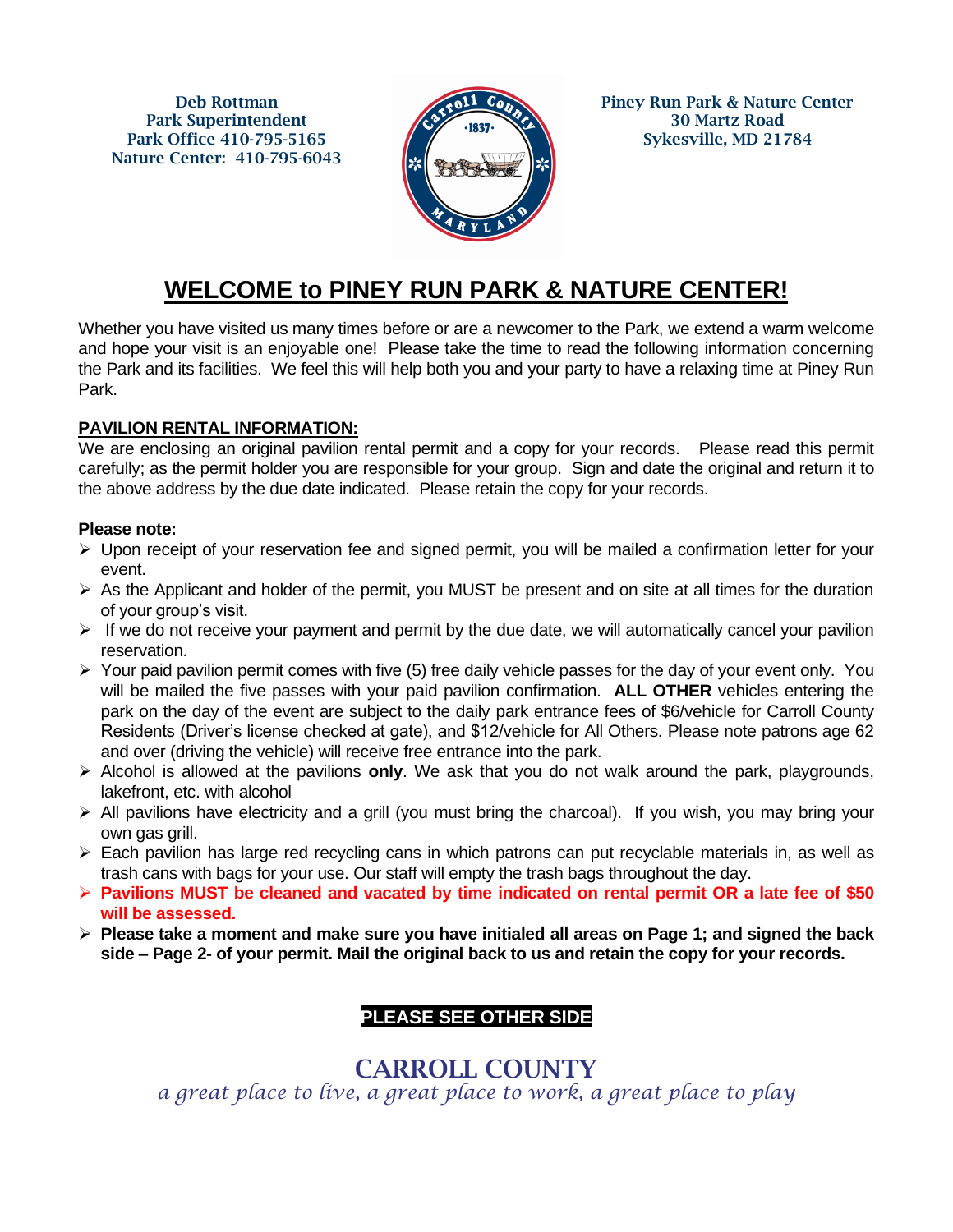Deb Rottman
Park Superintendent
Park Office 410-795-5165
Nature Center: 410-795-6043

Piney Run Park & Nature Center
30 Martz Road
Sykesville, MD 21784

# WELCOME to PINEY RUN PARK & NATURE CENTER!

Whether you have visited us many times before or are a newcomer to the Park, we extend a warm welcome and hope your visit is an enjoyable one! Please take the time to read the following information concerning the Park and its facilities. We feel this will help both you and your party to have a relaxing time at Piney Run Park.

## PAVILION RENTAL INFORMATION:

We are enclosing an original pavilion rental permit and a copy for your records. Please read this permit carefully; as the permit holder you are responsible for your group. Sign and date the original and return it to the above address by the due date indicated. Please retain the copy for your records.

**Please note:**

- Upon receipt of your reservation fee and signed permit, you will be mailed a confirmation letter for your event.
- As the Applicant and holder of the permit, you MUST be present and on site at all times for the duration of your group's visit.
- If we do not receive your payment and permit by the due date, we will automatically cancel your pavilion reservation.
- Your paid pavilion permit comes with five (5) free daily vehicle passes for the day of your event only. You will be mailed the five passes with your paid pavilion confirmation. **ALL OTHER** vehicles entering the park on the day of the event are subject to the daily park entrance fees of $6/vehicle for Carroll County Residents (Driver's license checked at gate), and $12/vehicle for All Others. Please note patrons age 62 and over (driving the vehicle) will receive free entrance into the park.
- Alcohol is allowed at the pavilions **only**. We ask that you do not walk around the park, playgrounds, lakefront, etc. with alcohol
- All pavilions have electricity and a grill (you must bring the charcoal). If you wish, you may bring your own gas grill.
- Each pavilion has large red recycling cans in which patrons can put recyclable materials in, as well as trash cans with bags for your use. Our staff will empty the trash bags throughout the day.
- **Pavilions MUST be cleaned and vacated by time indicated on rental permit OR a late fee of $50 will be assessed.**
- **Please take a moment and make sure you have initialed all areas on Page 1; and signed the back side – Page 2- of your permit. Mail the original back to us and retain the copy for your records.**

**PLEASE SEE OTHER SIDE**

CARROLL COUNTY

*a great place to live, a great place to work, a great place to play*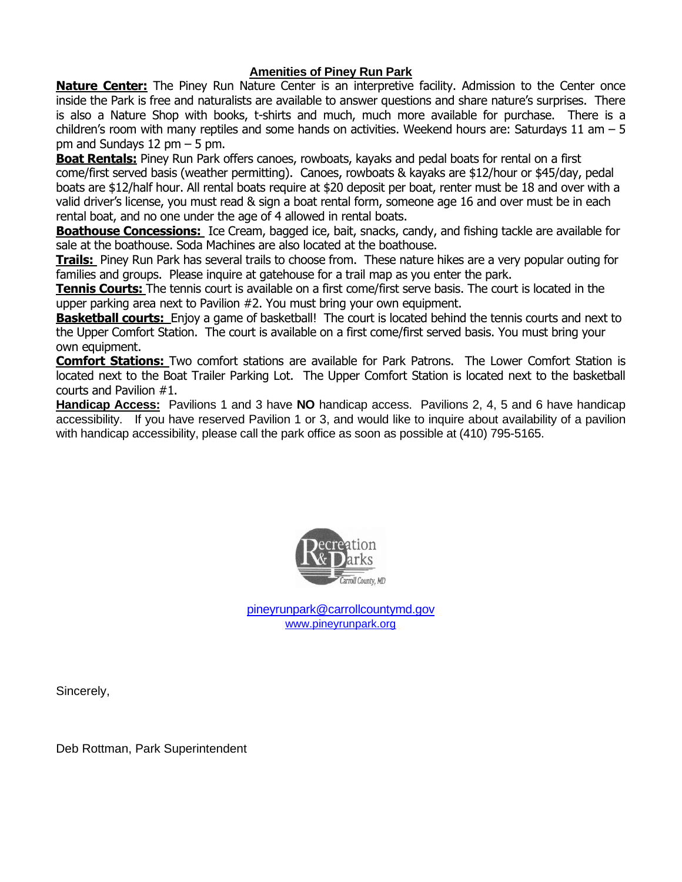## Amenities of Piney Run Park

**Nature Center:** The Piney Run Nature Center is an interpretive facility. Admission to the Center once inside the Park is free and naturalists are available to answer questions and share nature's surprises. There is also a Nature Shop with books, t-shirts and much, much more available for purchase. There is a children's room with many reptiles and some hands on activities. Weekend hours are: Saturdays 11 am – 5 pm and Sundays 12 pm – 5 pm.

**Boat Rentals:** Piney Run Park offers canoes, rowboats, kayaks and pedal boats for rental on a first come/first served basis (weather permitting). Canoes, rowboats & kayaks are $12/hour or $45/day, pedal boats are $12/half hour. All rental boats require at $20 deposit per boat, renter must be 18 and over with a valid driver's license, you must read & sign a boat rental form, someone age 16 and over must be in each rental boat, and no one under the age of 4 allowed in rental boats.

**Boathouse Concessions:** Ice Cream, bagged ice, bait, snacks, candy, and fishing tackle are available for sale at the boathouse. Soda Machines are also located at the boathouse.

**Trails:** Piney Run Park has several trails to choose from. These nature hikes are a very popular outing for families and groups. Please inquire at gatehouse for a trail map as you enter the park.

**Tennis Courts:** The tennis court is available on a first come/first serve basis. The court is located in the upper parking area next to Pavilion #2. You must bring your own equipment.

**Basketball courts:** Enjoy a game of basketball! The court is located behind the tennis courts and next to the Upper Comfort Station. The court is available on a first come/first served basis. You must bring your own equipment.

**Comfort Stations:** Two comfort stations are available for Park Patrons. The Lower Comfort Station is located next to the Boat Trailer Parking Lot. The Upper Comfort Station is located next to the basketball courts and Pavilion #1.

**Handicap Access:** Pavilions 1 and 3 have **NO** handicap access. Pavilions 2, 4, 5 and 6 have handicap accessibility. If you have reserved Pavilion 1 or 3, and would like to inquire about availability of a pavilion with handicap accessibility, please call the park office as soon as possible at (410) 795-5165.

Recreation & Parks
Carroll County, MD

pineyrunpark@carrollcountymd.gov
www.pineyrunpark.org

Sincerely,

Deb Rottman, Park Superintendent